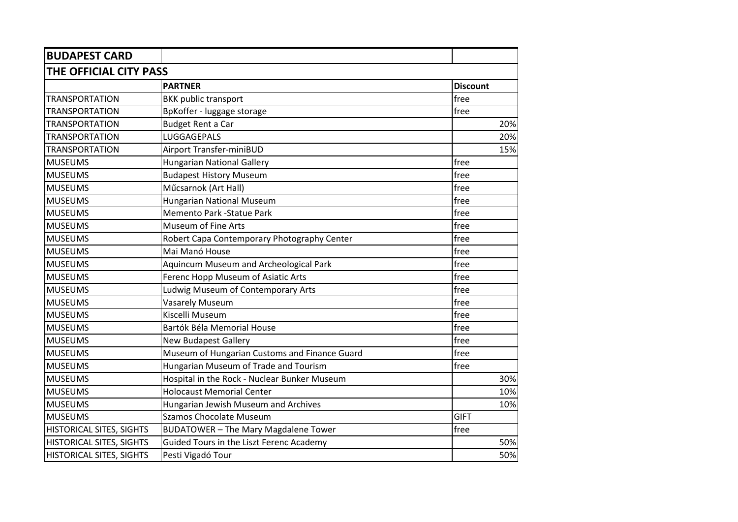| BUDAPEST CARD | | |
|---|---|---|
| **THE OFFICIAL CITY PASS** | | |
| | **PARTNER** | **Discount** |
| TRANSPORTATION | BKK public transport | free |
| TRANSPORTATION | BpKoffer - luggage storage | free |
| TRANSPORTATION | Budget Rent a Car | 20% |
| TRANSPORTATION | LUGGAGEPALS | 20% |
| TRANSPORTATION | Airport Transfer-miniBUD | 15% |
| MUSEUMS | Hungarian National Gallery | free |
| MUSEUMS | Budapest History Museum | free |
| MUSEUMS | Műcsarnok (Art Hall) | free |
| MUSEUMS | Hungarian National Museum | free |
| MUSEUMS | Memento Park -Statue Park | free |
| MUSEUMS | Museum of Fine Arts | free |
| MUSEUMS | Robert Capa Contemporary Photography Center | free |
| MUSEUMS | Mai Manó House | free |
| MUSEUMS | Aquincum Museum and Archeological Park | free |
| MUSEUMS | Ferenc Hopp Museum of Asiatic Arts | free |
| MUSEUMS | Ludwig Museum of Contemporary Arts | free |
| MUSEUMS | Vasarely Museum | free |
| MUSEUMS | Kiscelli Museum | free |
| MUSEUMS | Bartók Béla Memorial House | free |
| MUSEUMS | New Budapest Gallery | free |
| MUSEUMS | Museum of Hungarian Customs and Finance Guard | free |
| MUSEUMS | Hungarian Museum of Trade and Tourism | free |
| MUSEUMS | Hospital in the Rock - Nuclear Bunker Museum | 30% |
| MUSEUMS | Holocaust Memorial Center | 10% |
| MUSEUMS | Hungarian Jewish Museum and Archives | 10% |
| MUSEUMS | Szamos Chocolate Museum | GIFT |
| HISTORICAL SITES, SIGHTS | BUDATOWER – The Mary Magdalene Tower | free |
| HISTORICAL SITES, SIGHTS | Guided Tours in the Liszt Ferenc Academy | 50% |
| HISTORICAL SITES, SIGHTS | Pesti Vigadó Tour | 50% |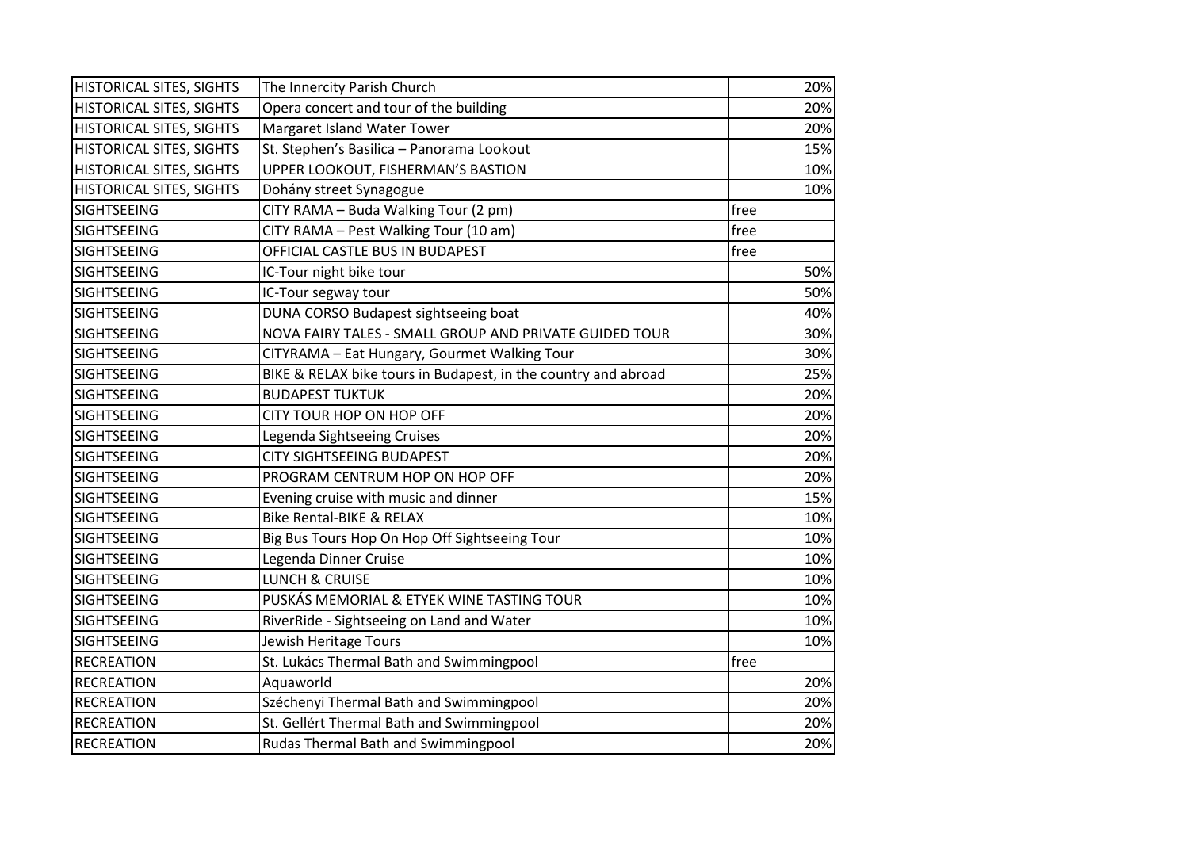| | | |
|---|---|---|
| HISTORICAL SITES, SIGHTS | The Innercity Parish Church | 20% |
| HISTORICAL SITES, SIGHTS | Opera concert and tour of the building | 20% |
| HISTORICAL SITES, SIGHTS | Margaret Island Water Tower | 20% |
| HISTORICAL SITES, SIGHTS | St. Stephen's Basilica – Panorama Lookout | 15% |
| HISTORICAL SITES, SIGHTS | UPPER LOOKOUT, FISHERMAN'S BASTION | 10% |
| HISTORICAL SITES, SIGHTS | Dohány street Synagogue | 10% |
| SIGHTSEEING | CITY RAMA – Buda Walking Tour (2 pm) | free |
| SIGHTSEEING | CITY RAMA – Pest Walking Tour (10 am) | free |
| SIGHTSEEING | OFFICIAL CASTLE BUS IN BUDAPEST | free |
| SIGHTSEEING | IC-Tour night bike tour | 50% |
| SIGHTSEEING | IC-Tour segway tour | 50% |
| SIGHTSEEING | DUNA CORSO Budapest sightseeing boat | 40% |
| SIGHTSEEING | NOVA FAIRY TALES - SMALL GROUP AND PRIVATE GUIDED TOUR | 30% |
| SIGHTSEEING | CITYRAMA – Eat Hungary, Gourmet Walking Tour | 30% |
| SIGHTSEEING | BIKE & RELAX bike tours in Budapest, in the country and abroad | 25% |
| SIGHTSEEING | BUDAPEST TUKTUK | 20% |
| SIGHTSEEING | CITY TOUR HOP ON HOP OFF | 20% |
| SIGHTSEEING | Legenda Sightseeing Cruises | 20% |
| SIGHTSEEING | CITY SIGHTSEEING BUDAPEST | 20% |
| SIGHTSEEING | PROGRAM CENTRUM HOP ON HOP OFF | 20% |
| SIGHTSEEING | Evening cruise with music and dinner | 15% |
| SIGHTSEEING | Bike Rental-BIKE & RELAX | 10% |
| SIGHTSEEING | Big Bus Tours Hop On Hop Off Sightseeing Tour | 10% |
| SIGHTSEEING | Legenda Dinner Cruise | 10% |
| SIGHTSEEING | LUNCH & CRUISE | 10% |
| SIGHTSEEING | PUSKÁS MEMORIAL & ETYEK WINE TASTING TOUR | 10% |
| SIGHTSEEING | RiverRide - Sightseeing on Land and Water | 10% |
| SIGHTSEEING | Jewish Heritage Tours | 10% |
| RECREATION | St. Lukács Thermal Bath and Swimmingpool | free |
| RECREATION | Aquaworld | 20% |
| RECREATION | Széchenyi Thermal Bath and Swimmingpool | 20% |
| RECREATION | St. Gellért Thermal Bath and Swimmingpool | 20% |
| RECREATION | Rudas Thermal Bath and Swimmingpool | 20% |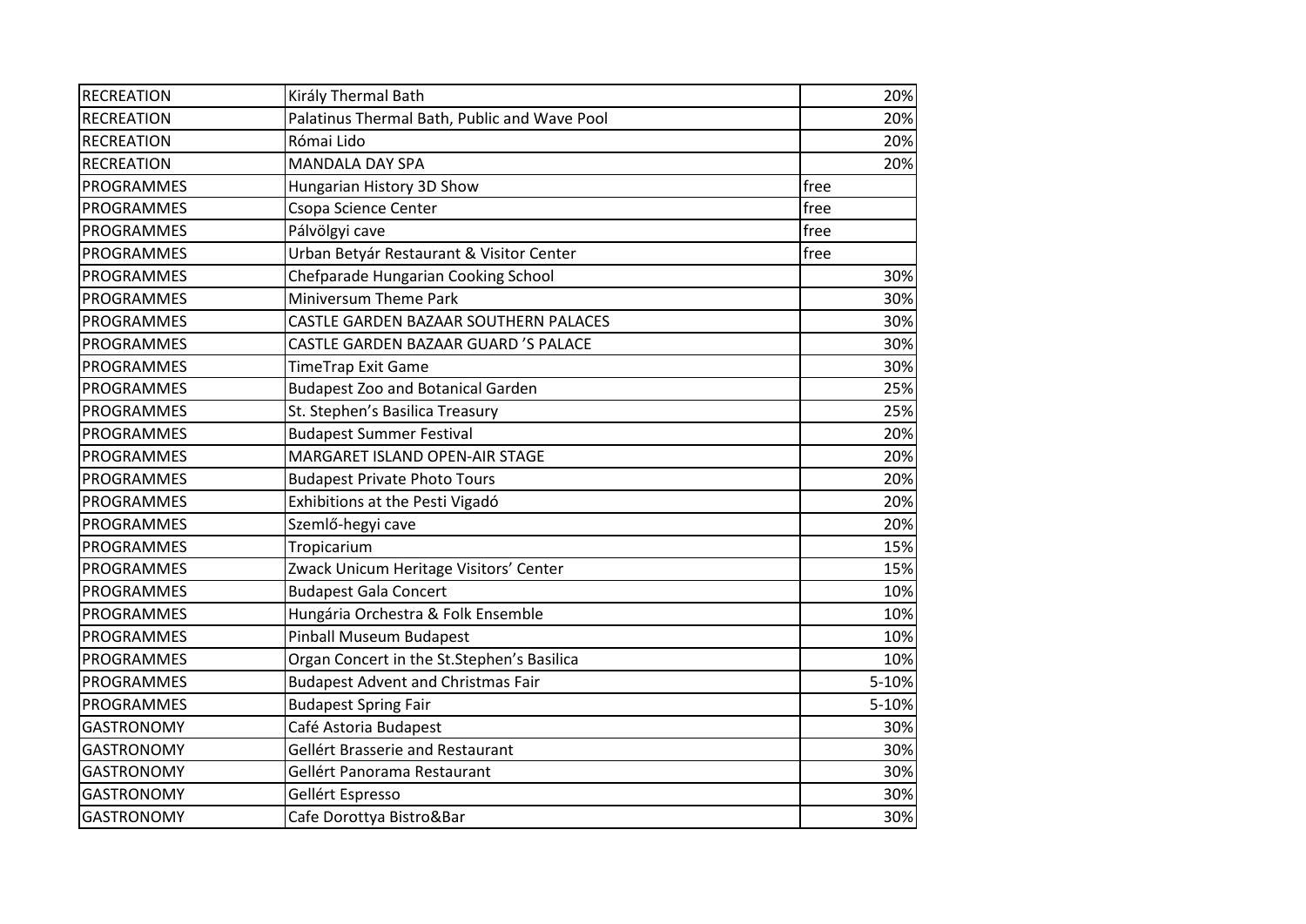| RECREATION | Király Thermal Bath | 20% |
|---|---|---|
| RECREATION | Palatinus Thermal Bath, Public and Wave Pool | 20% |
| RECREATION | Római Lido | 20% |
| RECREATION | MANDALA DAY SPA | 20% |
| PROGRAMMES | Hungarian History 3D Show | free |
| PROGRAMMES | Csopa Science Center | free |
| PROGRAMMES | Pálvölgyi cave | free |
| PROGRAMMES | Urban Betyár Restaurant & Visitor Center | free |
| PROGRAMMES | Chefparade Hungarian Cooking School | 30% |
| PROGRAMMES | Miniversum Theme Park | 30% |
| PROGRAMMES | CASTLE GARDEN BAZAAR SOUTHERN PALACES | 30% |
| PROGRAMMES | CASTLE GARDEN BAZAAR GUARD 'S PALACE | 30% |
| PROGRAMMES | TimeTrap Exit Game | 30% |
| PROGRAMMES | Budapest Zoo and Botanical Garden | 25% |
| PROGRAMMES | St. Stephen's Basilica Treasury | 25% |
| PROGRAMMES | Budapest Summer Festival | 20% |
| PROGRAMMES | MARGARET ISLAND OPEN-AIR STAGE | 20% |
| PROGRAMMES | Budapest Private Photo Tours | 20% |
| PROGRAMMES | Exhibitions at the Pesti Vigadó | 20% |
| PROGRAMMES | Szemlő-hegyi cave | 20% |
| PROGRAMMES | Tropicarium | 15% |
| PROGRAMMES | Zwack Unicum Heritage Visitors' Center | 15% |
| PROGRAMMES | Budapest Gala Concert | 10% |
| PROGRAMMES | Hungária Orchestra & Folk Ensemble | 10% |
| PROGRAMMES | Pinball Museum Budapest | 10% |
| PROGRAMMES | Organ Concert in the St.Stephen's Basilica | 10% |
| PROGRAMMES | Budapest Advent and Christmas Fair | 5-10% |
| PROGRAMMES | Budapest Spring Fair | 5-10% |
| GASTRONOMY | Café Astoria Budapest | 30% |
| GASTRONOMY | Gellért Brasserie and Restaurant | 30% |
| GASTRONOMY | Gellért Panorama Restaurant | 30% |
| GASTRONOMY | Gellért Espresso | 30% |
| GASTRONOMY | Cafe Dorottya Bistro&Bar | 30% |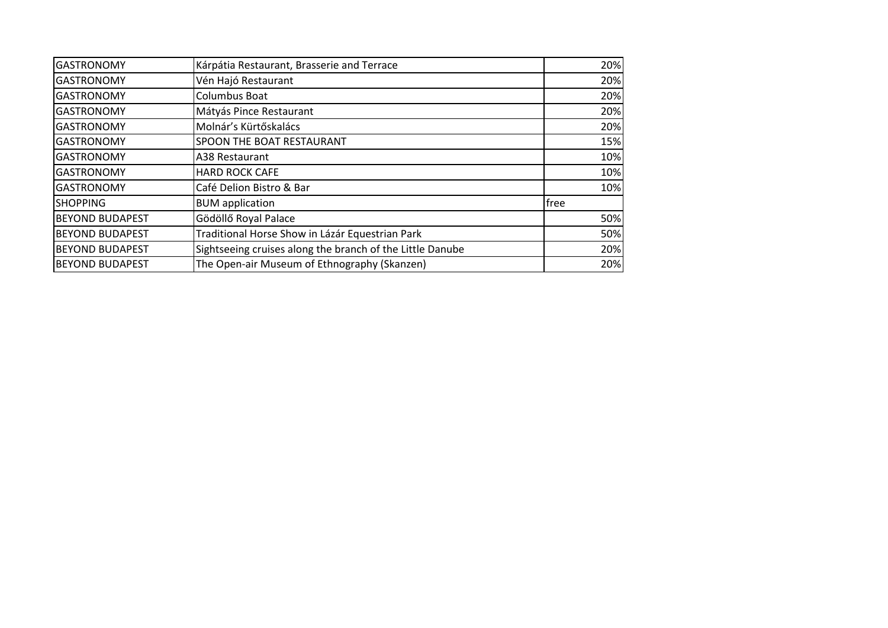| | | |
|---|---|---|
| GASTRONOMY | Kárpátia Restaurant, Brasserie and Terrace | 20% |
| GASTRONOMY | Vén Hajó Restaurant | 20% |
| GASTRONOMY | Columbus Boat | 20% |
| GASTRONOMY | Mátyás Pince Restaurant | 20% |
| GASTRONOMY | Molnár's Kürtőskalács | 20% |
| GASTRONOMY | SPOON THE BOAT RESTAURANT | 15% |
| GASTRONOMY | A38 Restaurant | 10% |
| GASTRONOMY | HARD ROCK CAFE | 10% |
| GASTRONOMY | Café Delion Bistro & Bar | 10% |
| SHOPPING | BUM application | free |
| BEYOND BUDAPEST | Gödöllő Royal Palace | 50% |
| BEYOND BUDAPEST | Traditional Horse Show in Lázár Equestrian Park | 50% |
| BEYOND BUDAPEST | Sightseeing cruises along the branch of the Little Danube | 20% |
| BEYOND BUDAPEST | The Open-air Museum of Ethnography (Skanzen) | 20% |